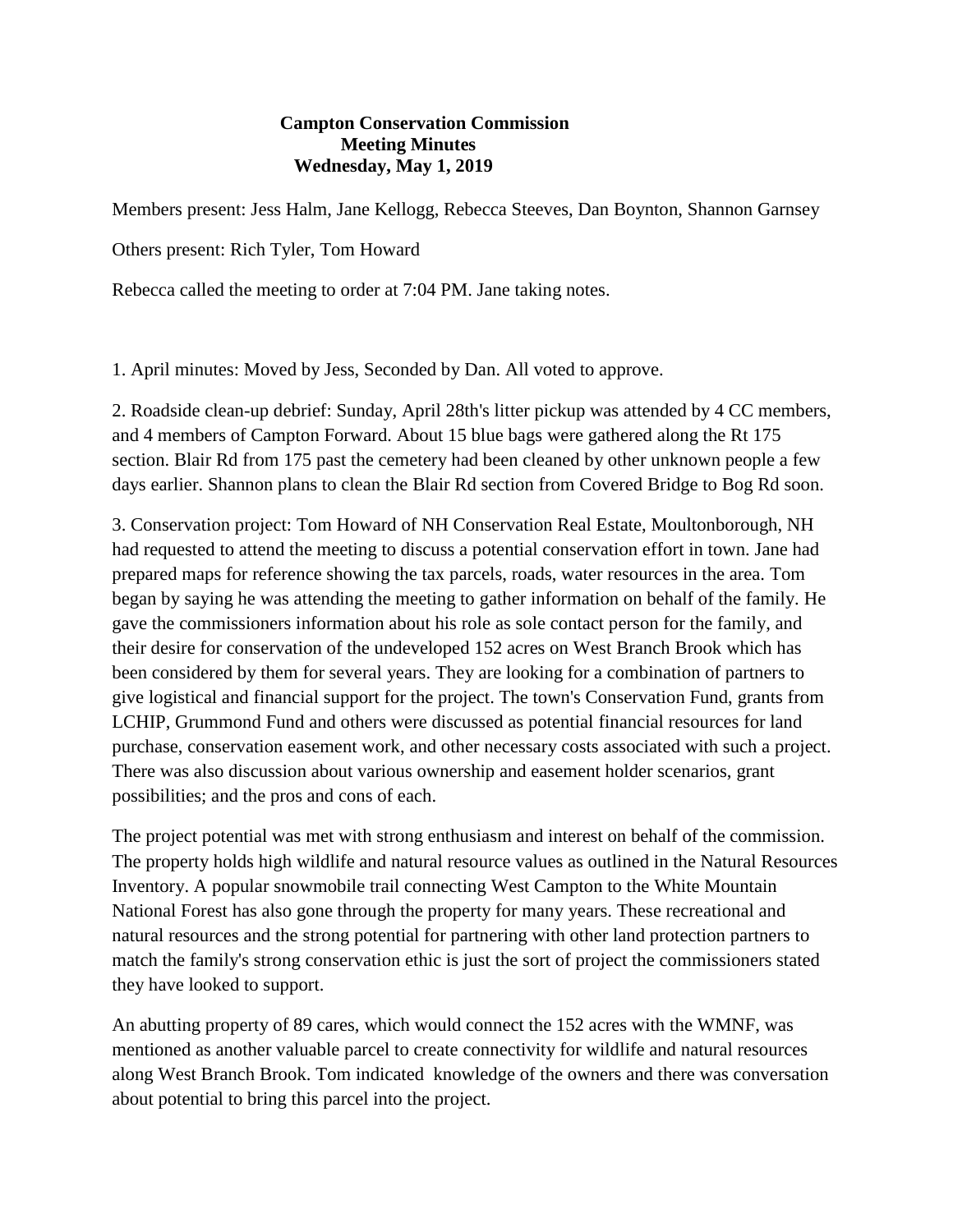# Campton Conservation Commission
## Meeting Minutes
### Wednesday, May 1, 2019

Members present: Jess Halm, Jane Kellogg, Rebecca Steeves, Dan Boynton, Shannon Garnsey

Others present: Rich Tyler, Tom Howard

Rebecca called the meeting to order at 7:04 PM. Jane taking notes.

1. April minutes: Moved by Jess, Seconded by Dan. All voted to approve.

2. Roadside clean-up debrief: Sunday, April 28th's litter pickup was attended by 4 CC members, and 4 members of Campton Forward. About 15 blue bags were gathered along the Rt 175 section. Blair Rd from 175 past the cemetery had been cleaned by other unknown people a few days earlier. Shannon plans to clean the Blair Rd section from Covered Bridge to Bog Rd soon.

3. Conservation project: Tom Howard of NH Conservation Real Estate, Moultonborough, NH had requested to attend the meeting to discuss a potential conservation effort in town. Jane had prepared maps for reference showing the tax parcels, roads, water resources in the area. Tom began by saying he was attending the meeting to gather information on behalf of the family. He gave the commissioners information about his role as sole contact person for the family, and their desire for conservation of the undeveloped 152 acres on West Branch Brook which has been considered by them for several years. They are looking for a combination of partners to give logistical and financial support for the project. The town's Conservation Fund, grants from LCHIP, Grummond Fund and others were discussed as potential financial resources for land purchase, conservation easement work, and other necessary costs associated with such a project. There was also discussion about various ownership and easement holder scenarios, grant possibilities; and the pros and cons of each.

The project potential was met with strong enthusiasm and interest on behalf of the commission. The property holds high wildlife and natural resource values as outlined in the Natural Resources Inventory. A popular snowmobile trail connecting West Campton to the White Mountain National Forest has also gone through the property for many years. These recreational and natural resources and the strong potential for partnering with other land protection partners to match the family's strong conservation ethic is just the sort of project the commissioners stated they have looked to support.

An abutting property of 89 cares, which would connect the 152 acres with the WMNF, was mentioned as another valuable parcel to create connectivity for wildlife and natural resources along West Branch Brook. Tom indicated knowledge of the owners and there was conversation about potential to bring this parcel into the project.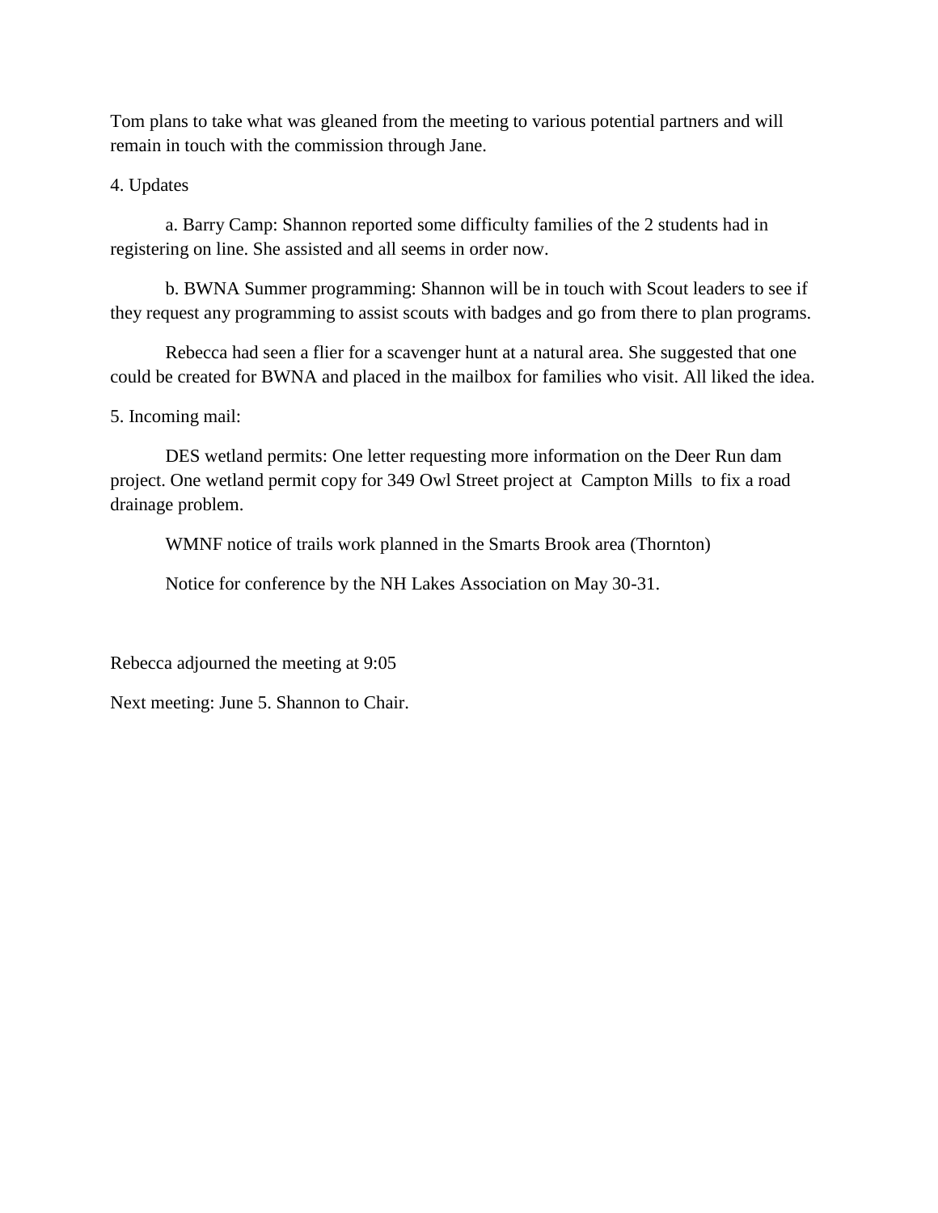Tom plans to take what was gleaned from the meeting to various potential partners and will remain in touch with the commission through Jane.

4. Updates

a. Barry Camp: Shannon reported some difficulty families of the 2 students had in registering on line. She assisted and all seems in order now.

b. BWNA Summer programming: Shannon will be in touch with Scout leaders to see if they request any programming to assist scouts with badges and go from there to plan programs.

Rebecca had seen a flier for a scavenger hunt at a natural area. She suggested that one could be created for BWNA and placed in the mailbox for families who visit. All liked the idea.

5. Incoming mail:

DES wetland permits: One letter requesting more information on the Deer Run dam project. One wetland permit copy for 349 Owl Street project at Campton Mills to fix a road drainage problem.

WMNF notice of trails work planned in the Smarts Brook area (Thornton)

Notice for conference by the NH Lakes Association on May 30-31.

Rebecca adjourned the meeting at 9:05

Next meeting: June 5. Shannon to Chair.